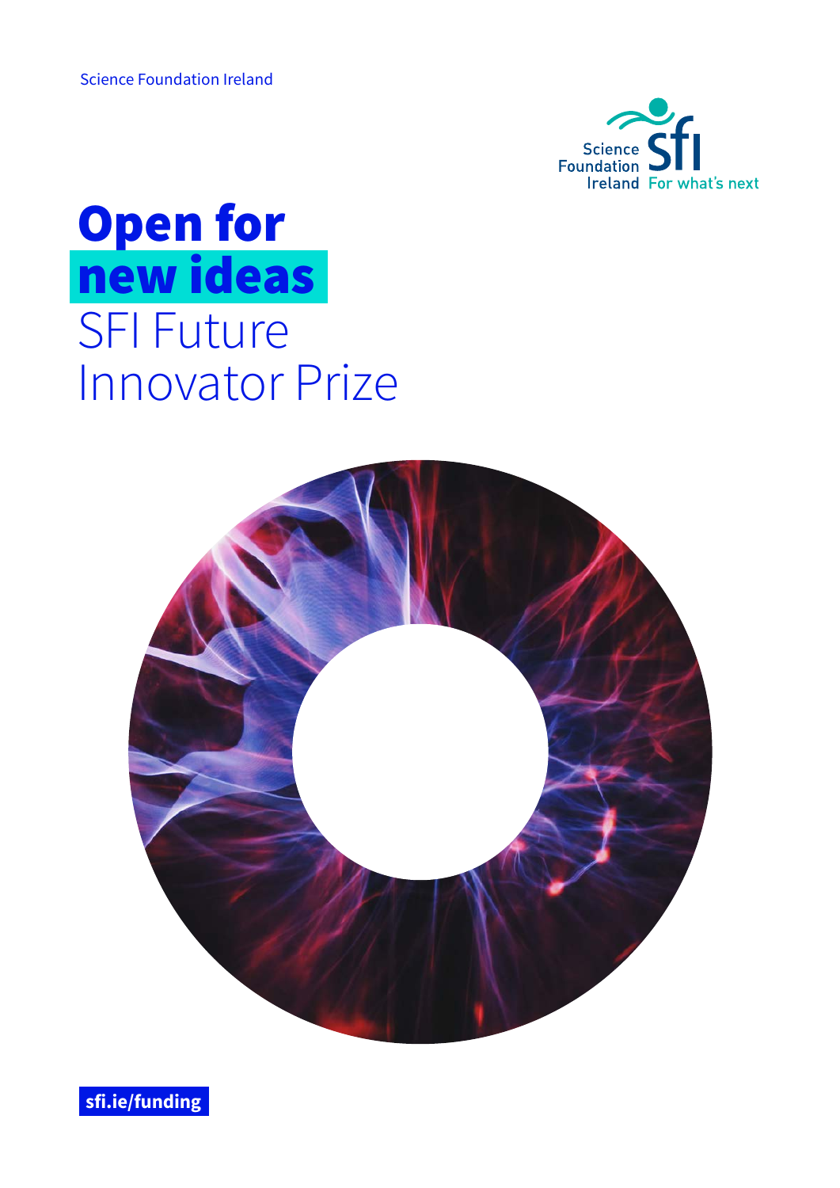Science Foundation Ireland

Science Foundation Ireland SFI For what's next

# Open for new ideas

## SFI Future Innovator Prize

**sfi.ie/funding**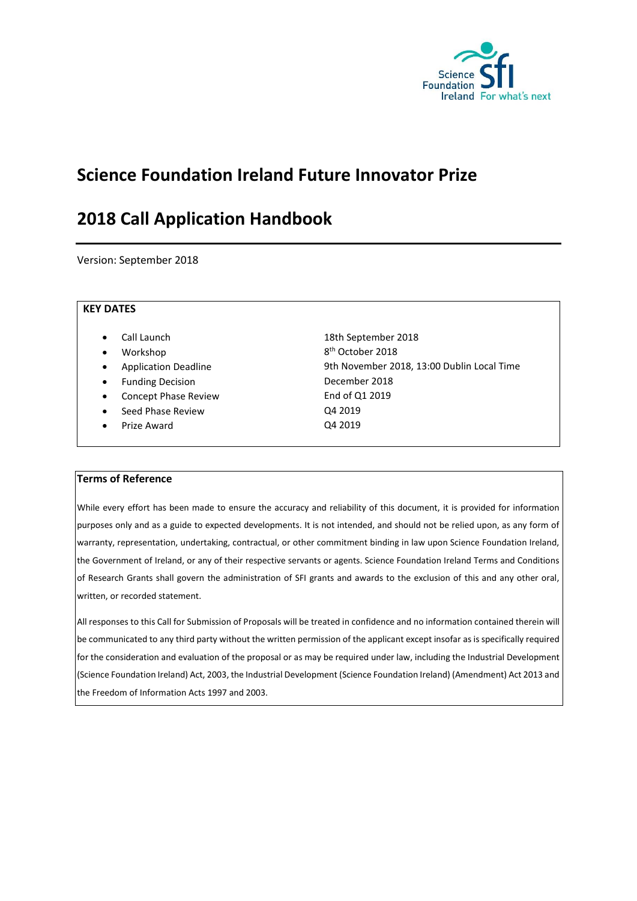# Science Foundation Ireland Future Innovator Prize

# 2018 Call Application Handbook

Version: September 2018

**KEY DATES**

| | |
|---|---|
| • Call Launch | 18th September 2018 |
| • Workshop | 8th October 2018 |
| • Application Deadline | 9th November 2018, 13:00 Dublin Local Time |
| • Funding Decision | December 2018 |
| • Concept Phase Review | End of Q1 2019 |
| • Seed Phase Review | Q4 2019 |
| • Prize Award | Q4 2019 |

**Terms of Reference**

While every effort has been made to ensure the accuracy and reliability of this document, it is provided for information purposes only and as a guide to expected developments. It is not intended, and should not be relied upon, as any form of warranty, representation, undertaking, contractual, or other commitment binding in law upon Science Foundation Ireland, the Government of Ireland, or any of their respective servants or agents. Science Foundation Ireland Terms and Conditions of Research Grants shall govern the administration of SFI grants and awards to the exclusion of this and any other oral, written, or recorded statement.

All responses to this Call for Submission of Proposals will be treated in confidence and no information contained therein will be communicated to any third party without the written permission of the applicant except insofar as is specifically required for the consideration and evaluation of the proposal or as may be required under law, including the Industrial Development (Science Foundation Ireland) Act, 2003, the Industrial Development (Science Foundation Ireland) (Amendment) Act 2013 and the Freedom of Information Acts 1997 and 2003.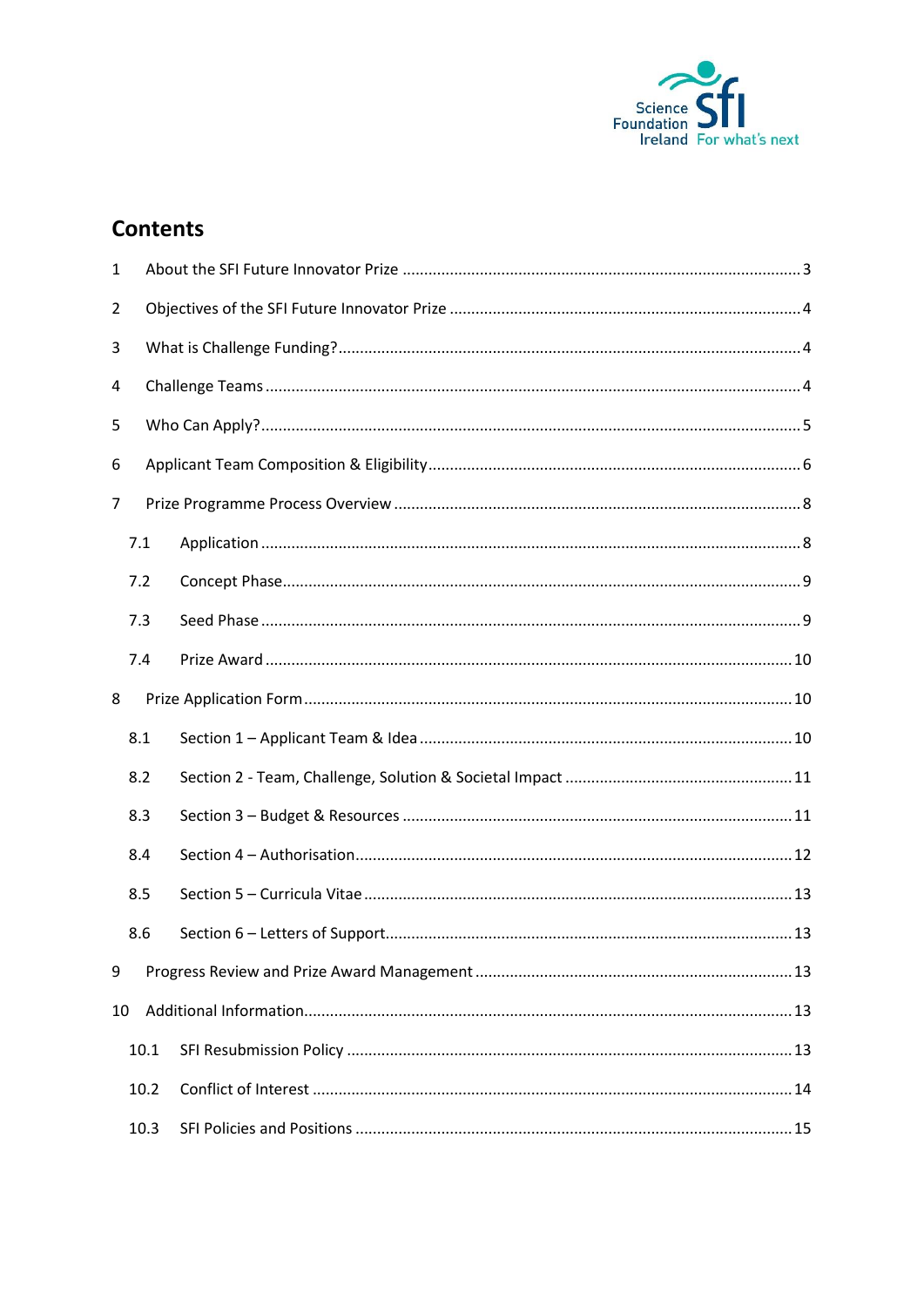## Contents

1 About the SFI Future Innovator Prize ........................................................................ 3

2 Objectives of the SFI Future Innovator Prize ................................................................ 4

3 What is Challenge Funding? ........................................................................................ 4

4 Challenge Teams ........................................................................................................ 4

5 Who Can Apply? ......................................................................................................... 5

6 Applicant Team Composition & Eligibility ..................................................................... 6

7 Prize Programme Process Overview ............................................................................ 8

7.1 Application ............................................................................................................ 8

7.2 Concept Phase ........................................................................................................ 9

7.3 Seed Phase ............................................................................................................. 9

7.4 Prize Award ........................................................................................................... 10

8 Prize Application Form ............................................................................................... 10

8.1 Section 1 – Applicant Team & Idea ........................................................................ 10

8.2 Section 2 - Team, Challenge, Solution & Societal Impact ...................................... 11

8.3 Section 3 – Budget & Resources ........................................................................... 11

8.4 Section 4 – Authorisation ...................................................................................... 12

8.5 Section 5 – Curricula Vitae .................................................................................... 13

8.6 Section 6 – Letters of Support ............................................................................... 13

9 Progress Review and Prize Award Management ......................................................... 13

10 Additional Information .............................................................................................. 13

10.1 SFI Resubmission Policy ....................................................................................... 13

10.2 Conflict of Interest ............................................................................................... 14

10.3 SFI Policies and Positions ..................................................................................... 15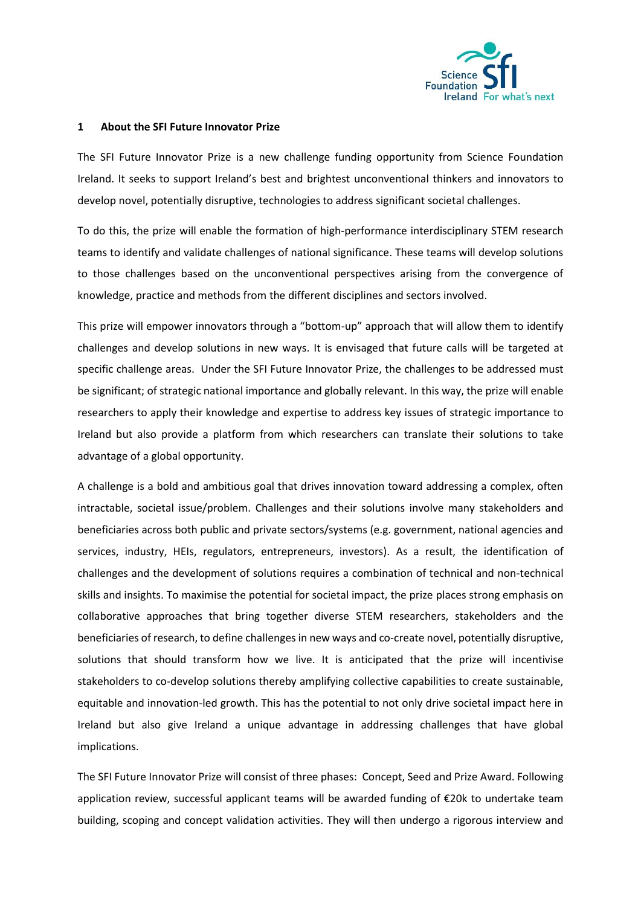## 1 About the SFI Future Innovator Prize

The SFI Future Innovator Prize is a new challenge funding opportunity from Science Foundation Ireland. It seeks to support Ireland's best and brightest unconventional thinkers and innovators to develop novel, potentially disruptive, technologies to address significant societal challenges.

To do this, the prize will enable the formation of high-performance interdisciplinary STEM research teams to identify and validate challenges of national significance. These teams will develop solutions to those challenges based on the unconventional perspectives arising from the convergence of knowledge, practice and methods from the different disciplines and sectors involved.

This prize will empower innovators through a "bottom-up" approach that will allow them to identify challenges and develop solutions in new ways. It is envisaged that future calls will be targeted at specific challenge areas. Under the SFI Future Innovator Prize, the challenges to be addressed must be significant; of strategic national importance and globally relevant. In this way, the prize will enable researchers to apply their knowledge and expertise to address key issues of strategic importance to Ireland but also provide a platform from which researchers can translate their solutions to take advantage of a global opportunity.

A challenge is a bold and ambitious goal that drives innovation toward addressing a complex, often intractable, societal issue/problem. Challenges and their solutions involve many stakeholders and beneficiaries across both public and private sectors/systems (e.g. government, national agencies and services, industry, HEIs, regulators, entrepreneurs, investors). As a result, the identification of challenges and the development of solutions requires a combination of technical and non-technical skills and insights. To maximise the potential for societal impact, the prize places strong emphasis on collaborative approaches that bring together diverse STEM researchers, stakeholders and the beneficiaries of research, to define challenges in new ways and co-create novel, potentially disruptive, solutions that should transform how we live. It is anticipated that the prize will incentivise stakeholders to co-develop solutions thereby amplifying collective capabilities to create sustainable, equitable and innovation-led growth. This has the potential to not only drive societal impact here in Ireland but also give Ireland a unique advantage in addressing challenges that have global implications.

The SFI Future Innovator Prize will consist of three phases: Concept, Seed and Prize Award. Following application review, successful applicant teams will be awarded funding of €20k to undertake team building, scoping and concept validation activities. They will then undergo a rigorous interview and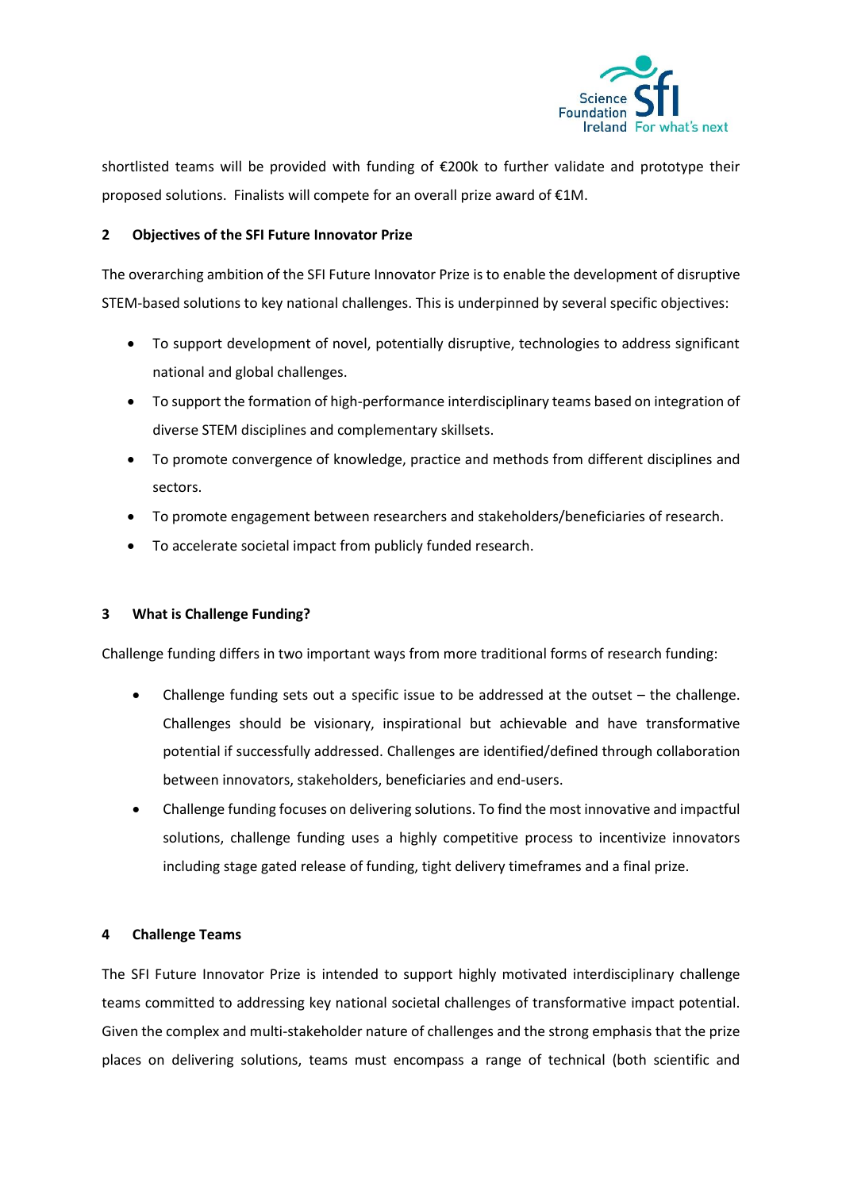shortlisted teams will be provided with funding of €200k to further validate and prototype their proposed solutions. Finalists will compete for an overall prize award of €1M.

## 2 Objectives of the SFI Future Innovator Prize

The overarching ambition of the SFI Future Innovator Prize is to enable the development of disruptive STEM-based solutions to key national challenges. This is underpinned by several specific objectives:

- To support development of novel, potentially disruptive, technologies to address significant national and global challenges.
- To support the formation of high-performance interdisciplinary teams based on integration of diverse STEM disciplines and complementary skillsets.
- To promote convergence of knowledge, practice and methods from different disciplines and sectors.
- To promote engagement between researchers and stakeholders/beneficiaries of research.
- To accelerate societal impact from publicly funded research.

## 3 What is Challenge Funding?

Challenge funding differs in two important ways from more traditional forms of research funding:

- Challenge funding sets out a specific issue to be addressed at the outset – the challenge. Challenges should be visionary, inspirational but achievable and have transformative potential if successfully addressed. Challenges are identified/defined through collaboration between innovators, stakeholders, beneficiaries and end-users.
- Challenge funding focuses on delivering solutions. To find the most innovative and impactful solutions, challenge funding uses a highly competitive process to incentivize innovators including stage gated release of funding, tight delivery timeframes and a final prize.

## 4 Challenge Teams

The SFI Future Innovator Prize is intended to support highly motivated interdisciplinary challenge teams committed to addressing key national societal challenges of transformative impact potential. Given the complex and multi-stakeholder nature of challenges and the strong emphasis that the prize places on delivering solutions, teams must encompass a range of technical (both scientific and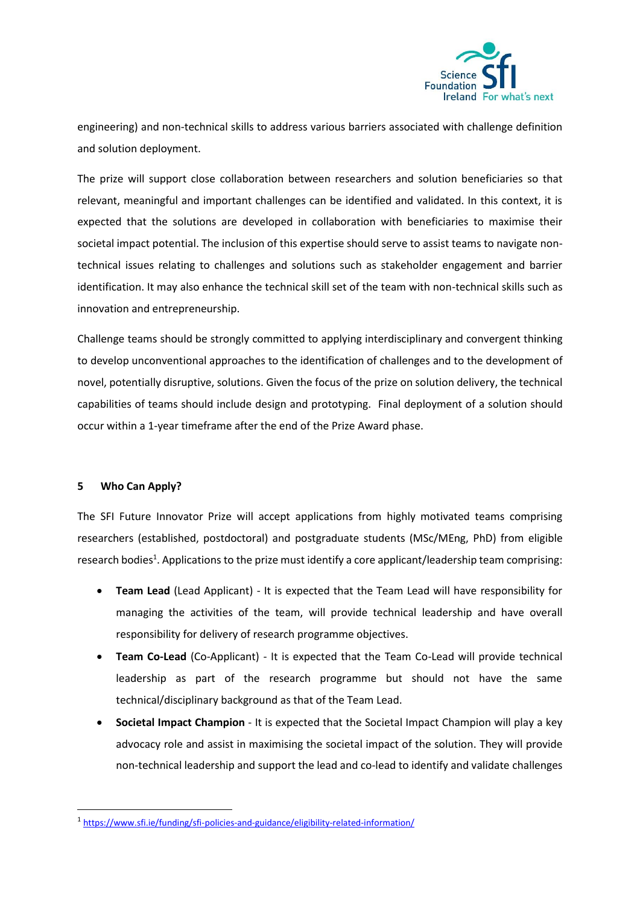engineering) and non-technical skills to address various barriers associated with challenge definition and solution deployment.

The prize will support close collaboration between researchers and solution beneficiaries so that relevant, meaningful and important challenges can be identified and validated. In this context, it is expected that the solutions are developed in collaboration with beneficiaries to maximise their societal impact potential. The inclusion of this expertise should serve to assist teams to navigate non-technical issues relating to challenges and solutions such as stakeholder engagement and barrier identification. It may also enhance the technical skill set of the team with non-technical skills such as innovation and entrepreneurship.

Challenge teams should be strongly committed to applying interdisciplinary and convergent thinking to develop unconventional approaches to the identification of challenges and to the development of novel, potentially disruptive, solutions. Given the focus of the prize on solution delivery, the technical capabilities of teams should include design and prototyping. Final deployment of a solution should occur within a 1-year timeframe after the end of the Prize Award phase.

## 5 Who Can Apply?

The SFI Future Innovator Prize will accept applications from highly motivated teams comprising researchers (established, postdoctoral) and postgraduate students (MSc/MEng, PhD) from eligible research bodies[1]. Applications to the prize must identify a core applicant/leadership team comprising:

- **Team Lead** (Lead Applicant) - It is expected that the Team Lead will have responsibility for managing the activities of the team, will provide technical leadership and have overall responsibility for delivery of research programme objectives.
- **Team Co-Lead** (Co-Applicant) - It is expected that the Team Co-Lead will provide technical leadership as part of the research programme but should not have the same technical/disciplinary background as that of the Team Lead.
- **Societal Impact Champion** - It is expected that the Societal Impact Champion will play a key advocacy role and assist in maximising the societal impact of the solution. They will provide non-technical leadership and support the lead and co-lead to identify and validate challenges

[1] https://www.sfi.ie/funding/sfi-policies-and-guidance/eligibility-related-information/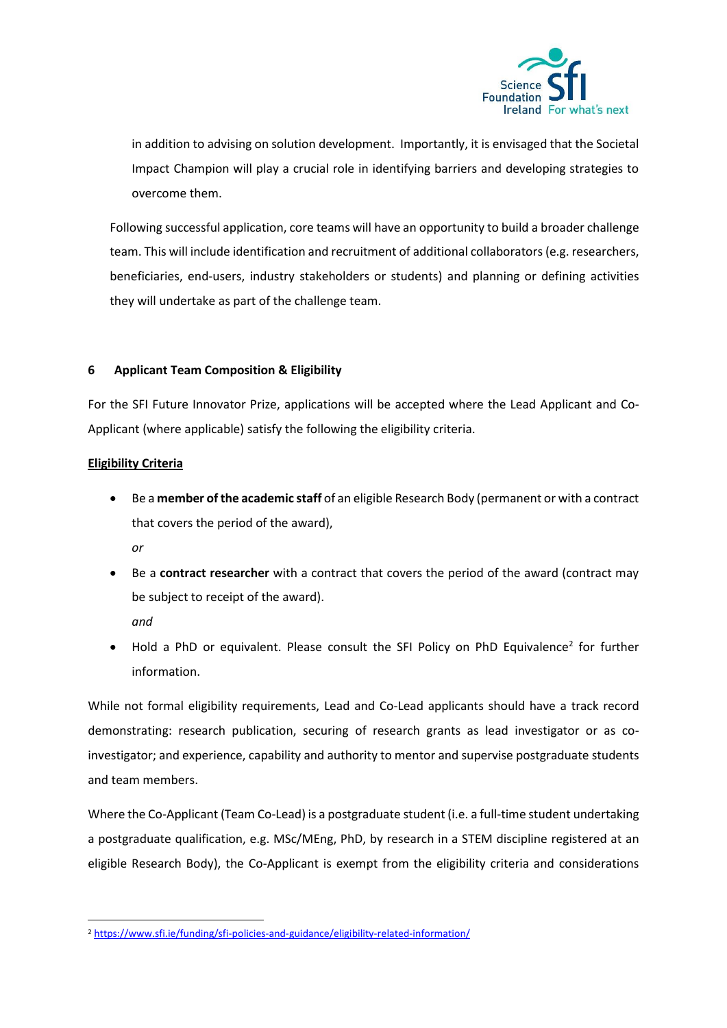in addition to advising on solution development. Importantly, it is envisaged that the Societal Impact Champion will play a crucial role in identifying barriers and developing strategies to overcome them.

Following successful application, core teams will have an opportunity to build a broader challenge team. This will include identification and recruitment of additional collaborators (e.g. researchers, beneficiaries, end-users, industry stakeholders or students) and planning or defining activities they will undertake as part of the challenge team.

## 6 Applicant Team Composition & Eligibility

For the SFI Future Innovator Prize, applications will be accepted where the Lead Applicant and Co-Applicant (where applicable) satisfy the following the eligibility criteria.

**Eligibility Criteria**

- Be a **member of the academic staff** of an eligible Research Body (permanent or with a contract that covers the period of the award),

  *or*

- Be a **contract researcher** with a contract that covers the period of the award (contract may be subject to receipt of the award).

  *and*

- Hold a PhD or equivalent. Please consult the SFI Policy on PhD Equivalence[2] for further information.

While not formal eligibility requirements, Lead and Co-Lead applicants should have a track record demonstrating: research publication, securing of research grants as lead investigator or as co-investigator; and experience, capability and authority to mentor and supervise postgraduate students and team members.

Where the Co-Applicant (Team Co-Lead) is a postgraduate student (i.e. a full-time student undertaking a postgraduate qualification, e.g. MSc/MEng, PhD, by research in a STEM discipline registered at an eligible Research Body), the Co-Applicant is exempt from the eligibility criteria and considerations

---

[2] https://www.sfi.ie/funding/sfi-policies-and-guidance/eligibility-related-information/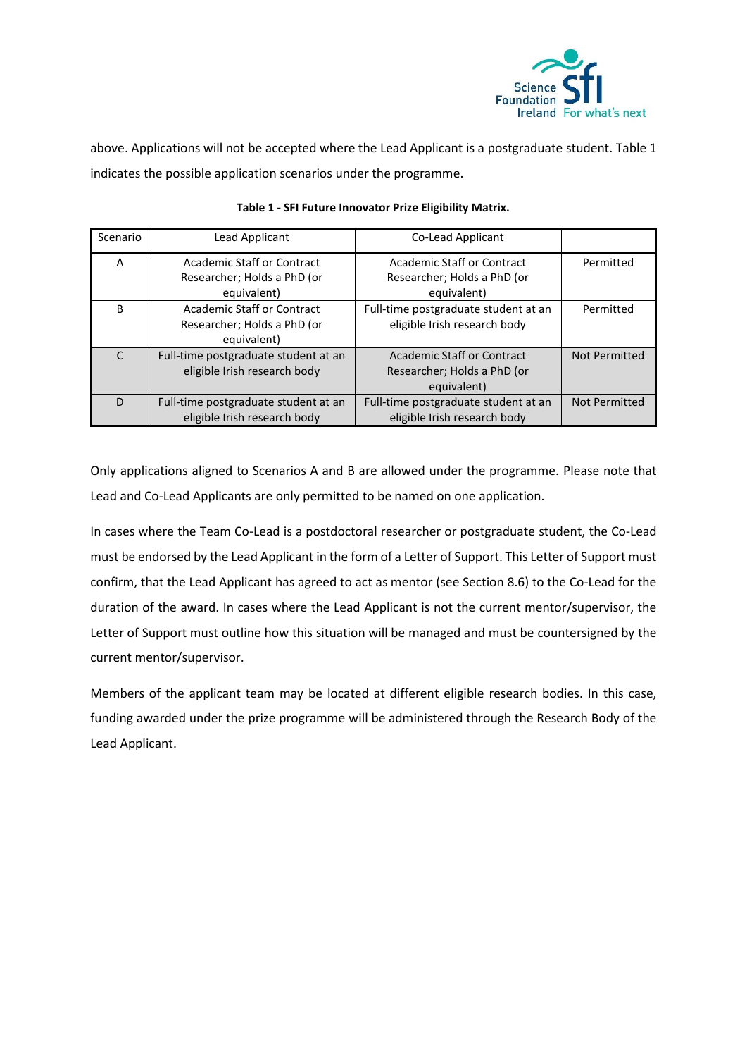above. Applications will not be accepted where the Lead Applicant is a postgraduate student. Table 1 indicates the possible application scenarios under the programme.

**Table 1 - SFI Future Innovator Prize Eligibility Matrix.**

| Scenario | Lead Applicant | Co-Lead Applicant | |
|---|---|---|---|
| A | Academic Staff or Contract Researcher; Holds a PhD (or equivalent) | Academic Staff or Contract Researcher; Holds a PhD (or equivalent) | Permitted |
| B | Academic Staff or Contract Researcher; Holds a PhD (or equivalent) | Full-time postgraduate student at an eligible Irish research body | Permitted |
| C | Full-time postgraduate student at an eligible Irish research body | Academic Staff or Contract Researcher; Holds a PhD (or equivalent) | Not Permitted |
| D | Full-time postgraduate student at an eligible Irish research body | Full-time postgraduate student at an eligible Irish research body | Not Permitted |

Only applications aligned to Scenarios A and B are allowed under the programme. Please note that Lead and Co-Lead Applicants are only permitted to be named on one application.

In cases where the Team Co-Lead is a postdoctoral researcher or postgraduate student, the Co-Lead must be endorsed by the Lead Applicant in the form of a Letter of Support. This Letter of Support must confirm, that the Lead Applicant has agreed to act as mentor (see Section 8.6) to the Co-Lead for the duration of the award. In cases where the Lead Applicant is not the current mentor/supervisor, the Letter of Support must outline how this situation will be managed and must be countersigned by the current mentor/supervisor.

Members of the applicant team may be located at different eligible research bodies. In this case, funding awarded under the prize programme will be administered through the Research Body of the Lead Applicant.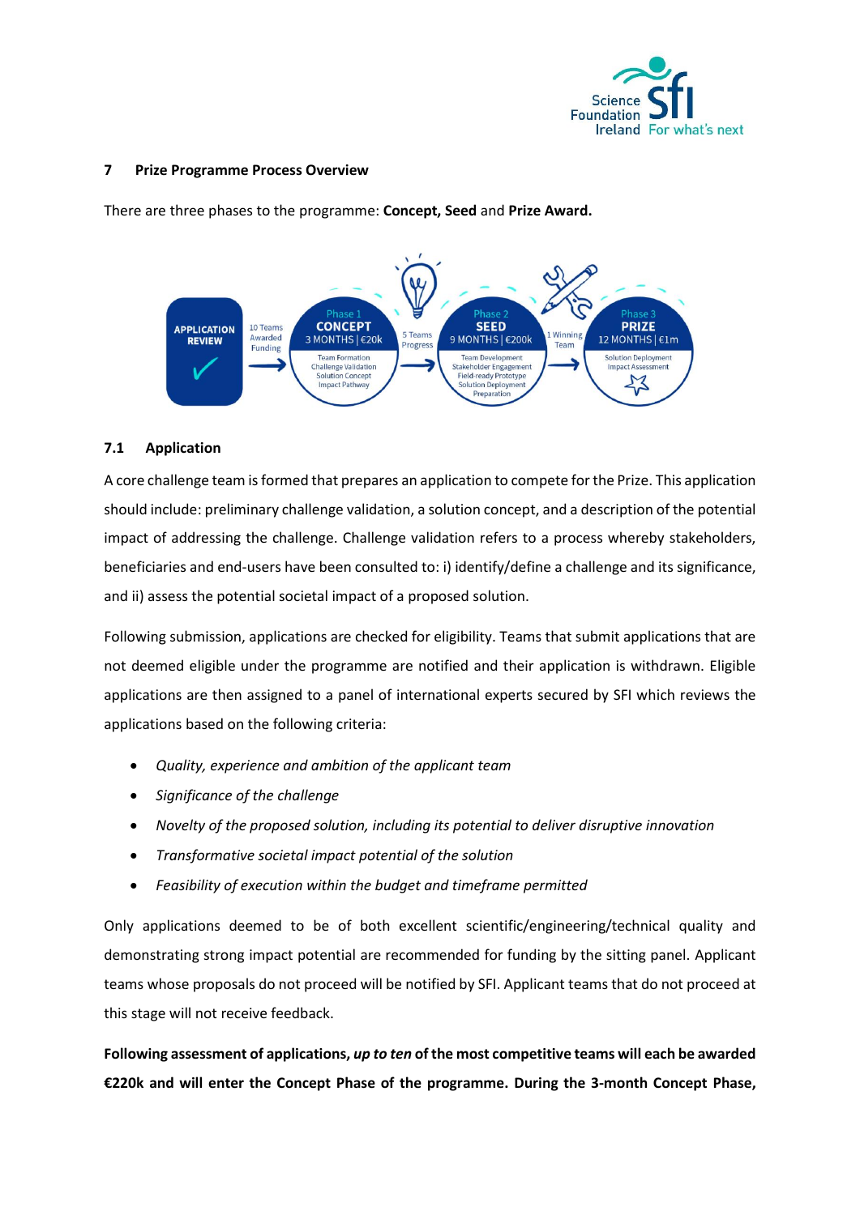## 7 Prize Programme Process Overview

There are three phases to the programme: **Concept, Seed** and **Prize Award.**

APPLICATION REVIEW → 10 Teams Awarded Funding → Phase 1 **CONCEPT** 3 MONTHS | €20k (Team Formation, Challenge Validation, Solution Concept, Impact Pathway) → 5 Teams Progress → Phase 2 **SEED** 9 MONTHS | €200k (Team Development, Stakeholder Engagement, Field-ready Prototype, Solution Deployment Preparation) → 1 Winning Team → Phase 3 **PRIZE** 12 MONTHS | €1m (Solution Deployment, Impact Assessment)

### 7.1 Application

A core challenge team is formed that prepares an application to compete for the Prize. This application should include: preliminary challenge validation, a solution concept, and a description of the potential impact of addressing the challenge. Challenge validation refers to a process whereby stakeholders, beneficiaries and end-users have been consulted to: i) identify/define a challenge and its significance, and ii) assess the potential societal impact of a proposed solution.

Following submission, applications are checked for eligibility. Teams that submit applications that are not deemed eligible under the programme are notified and their application is withdrawn. Eligible applications are then assigned to a panel of international experts secured by SFI which reviews the applications based on the following criteria:

- *Quality, experience and ambition of the applicant team*
- *Significance of the challenge*
- *Novelty of the proposed solution, including its potential to deliver disruptive innovation*
- *Transformative societal impact potential of the solution*
- *Feasibility of execution within the budget and timeframe permitted*

Only applications deemed to be of both excellent scientific/engineering/technical quality and demonstrating strong impact potential are recommended for funding by the sitting panel. Applicant teams whose proposals do not proceed will be notified by SFI. Applicant teams that do not proceed at this stage will not receive feedback.

**Following assessment of applications, *up to ten* of the most competitive teams will each be awarded €220k and will enter the Concept Phase of the programme. During the 3-month Concept Phase,**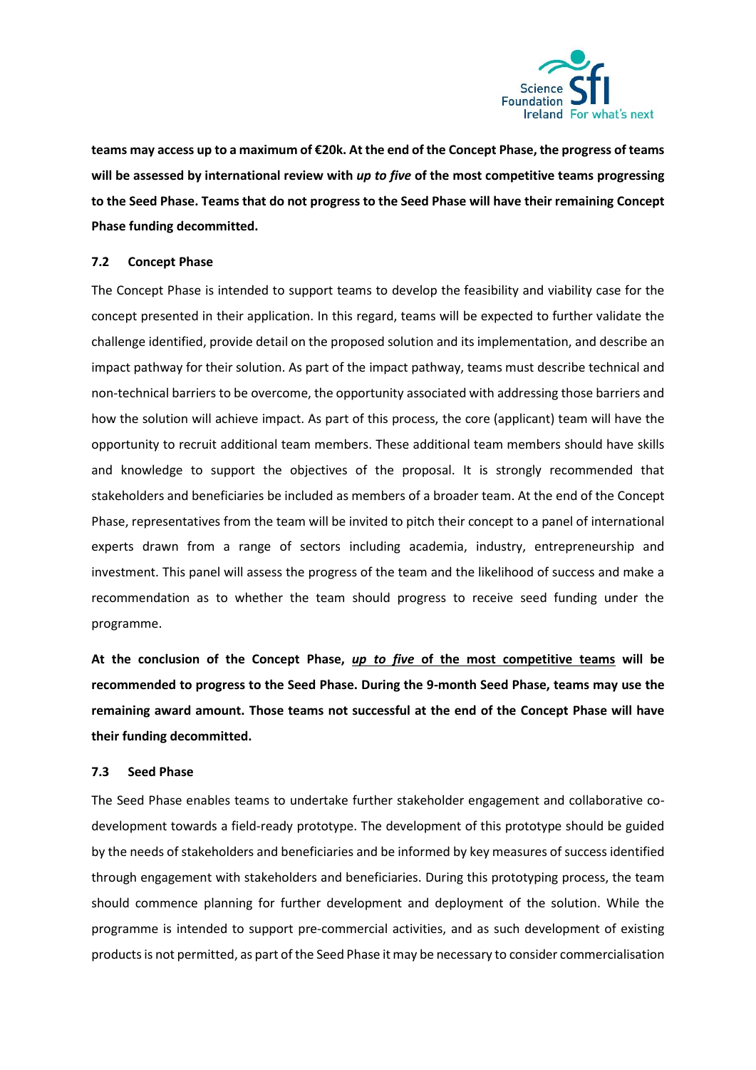**teams may access up to a maximum of €20k. At the end of the Concept Phase, the progress of teams will be assessed by international review with *up to five* of the most competitive teams progressing to the Seed Phase. Teams that do not progress to the Seed Phase will have their remaining Concept Phase funding decommitted.**

### 7.2 Concept Phase

The Concept Phase is intended to support teams to develop the feasibility and viability case for the concept presented in their application. In this regard, teams will be expected to further validate the challenge identified, provide detail on the proposed solution and its implementation, and describe an impact pathway for their solution. As part of the impact pathway, teams must describe technical and non-technical barriers to be overcome, the opportunity associated with addressing those barriers and how the solution will achieve impact. As part of this process, the core (applicant) team will have the opportunity to recruit additional team members. These additional team members should have skills and knowledge to support the objectives of the proposal. It is strongly recommended that stakeholders and beneficiaries be included as members of a broader team. At the end of the Concept Phase, representatives from the team will be invited to pitch their concept to a panel of international experts drawn from a range of sectors including academia, industry, entrepreneurship and investment. This panel will assess the progress of the team and the likelihood of success and make a recommendation as to whether the team should progress to receive seed funding under the programme.

**At the conclusion of the Concept Phase, *up to five* of the most competitive teams will be recommended to progress to the Seed Phase. During the 9-month Seed Phase, teams may use the remaining award amount. Those teams not successful at the end of the Concept Phase will have their funding decommitted.**

### 7.3 Seed Phase

The Seed Phase enables teams to undertake further stakeholder engagement and collaborative co-development towards a field-ready prototype. The development of this prototype should be guided by the needs of stakeholders and beneficiaries and be informed by key measures of success identified through engagement with stakeholders and beneficiaries. During this prototyping process, the team should commence planning for further development and deployment of the solution. While the programme is intended to support pre-commercial activities, and as such development of existing products is not permitted, as part of the Seed Phase it may be necessary to consider commercialisation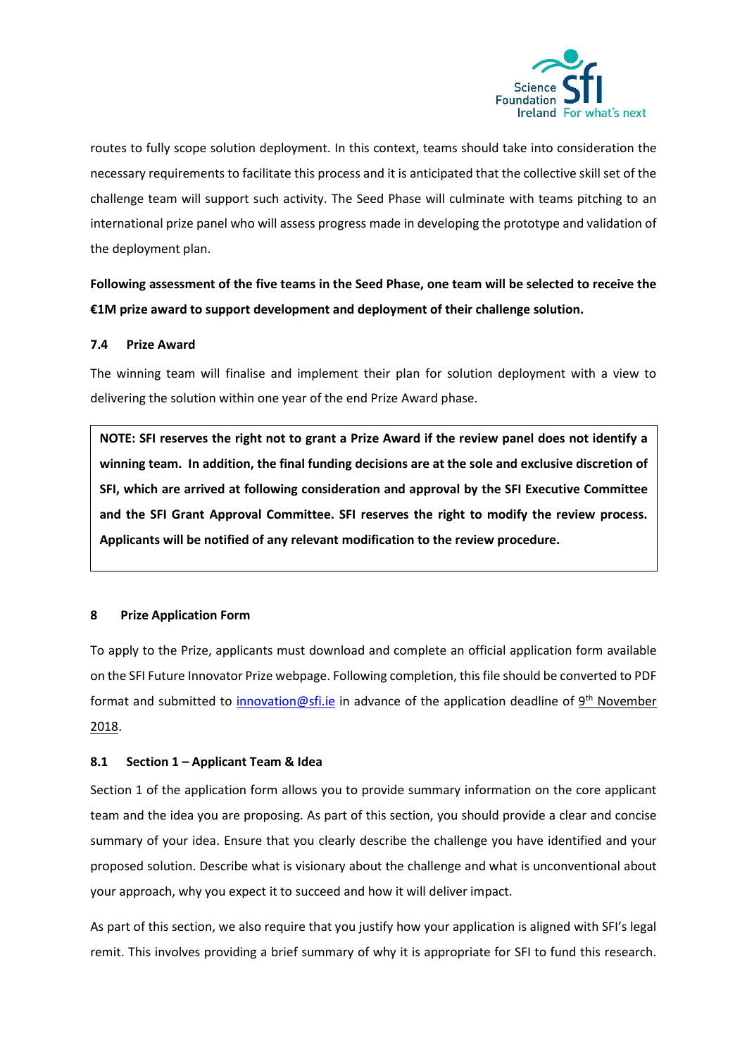routes to fully scope solution deployment. In this context, teams should take into consideration the necessary requirements to facilitate this process and it is anticipated that the collective skill set of the challenge team will support such activity. The Seed Phase will culminate with teams pitching to an international prize panel who will assess progress made in developing the prototype and validation of the deployment plan.

**Following assessment of the five teams in the Seed Phase, one team will be selected to receive the €1M prize award to support development and deployment of their challenge solution.**

### 7.4 Prize Award

The winning team will finalise and implement their plan for solution deployment with a view to delivering the solution within one year of the end Prize Award phase.

> **NOTE: SFI reserves the right not to grant a Prize Award if the review panel does not identify a winning team. In addition, the final funding decisions are at the sole and exclusive discretion of SFI, which are arrived at following consideration and approval by the SFI Executive Committee and the SFI Grant Approval Committee. SFI reserves the right to modify the review process. Applicants will be notified of any relevant modification to the review procedure.**

## 8 Prize Application Form

To apply to the Prize, applicants must download and complete an official application form available on the SFI Future Innovator Prize webpage. Following completion, this file should be converted to PDF format and submitted to innovation@sfi.ie in advance of the application deadline of 9th November 2018.

### 8.1 Section 1 – Applicant Team & Idea

Section 1 of the application form allows you to provide summary information on the core applicant team and the idea you are proposing. As part of this section, you should provide a clear and concise summary of your idea. Ensure that you clearly describe the challenge you have identified and your proposed solution. Describe what is visionary about the challenge and what is unconventional about your approach, why you expect it to succeed and how it will deliver impact.

As part of this section, we also require that you justify how your application is aligned with SFI's legal remit. This involves providing a brief summary of why it is appropriate for SFI to fund this research.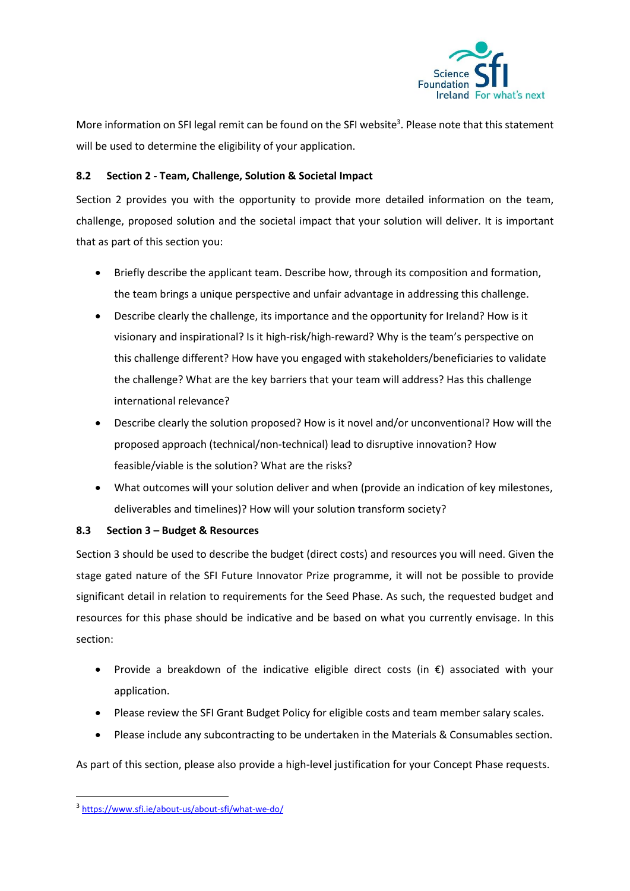More information on SFI legal remit can be found on the SFI website[3]. Please note that this statement will be used to determine the eligibility of your application.

### 8.2 Section 2 - Team, Challenge, Solution & Societal Impact

Section 2 provides you with the opportunity to provide more detailed information on the team, challenge, proposed solution and the societal impact that your solution will deliver. It is important that as part of this section you:

- Briefly describe the applicant team. Describe how, through its composition and formation, the team brings a unique perspective and unfair advantage in addressing this challenge.
- Describe clearly the challenge, its importance and the opportunity for Ireland? How is it visionary and inspirational? Is it high-risk/high-reward? Why is the team's perspective on this challenge different? How have you engaged with stakeholders/beneficiaries to validate the challenge? What are the key barriers that your team will address? Has this challenge international relevance?
- Describe clearly the solution proposed? How is it novel and/or unconventional? How will the proposed approach (technical/non-technical) lead to disruptive innovation? How feasible/viable is the solution? What are the risks?
- What outcomes will your solution deliver and when (provide an indication of key milestones, deliverables and timelines)? How will your solution transform society?

### 8.3 Section 3 – Budget & Resources

Section 3 should be used to describe the budget (direct costs) and resources you will need. Given the stage gated nature of the SFI Future Innovator Prize programme, it will not be possible to provide significant detail in relation to requirements for the Seed Phase. As such, the requested budget and resources for this phase should be indicative and be based on what you currently envisage. In this section:

- Provide a breakdown of the indicative eligible direct costs (in €) associated with your application.
- Please review the SFI Grant Budget Policy for eligible costs and team member salary scales.
- Please include any subcontracting to be undertaken in the Materials & Consumables section.

As part of this section, please also provide a high-level justification for your Concept Phase requests.

[3] https://www.sfi.ie/about-us/about-sfi/what-we-do/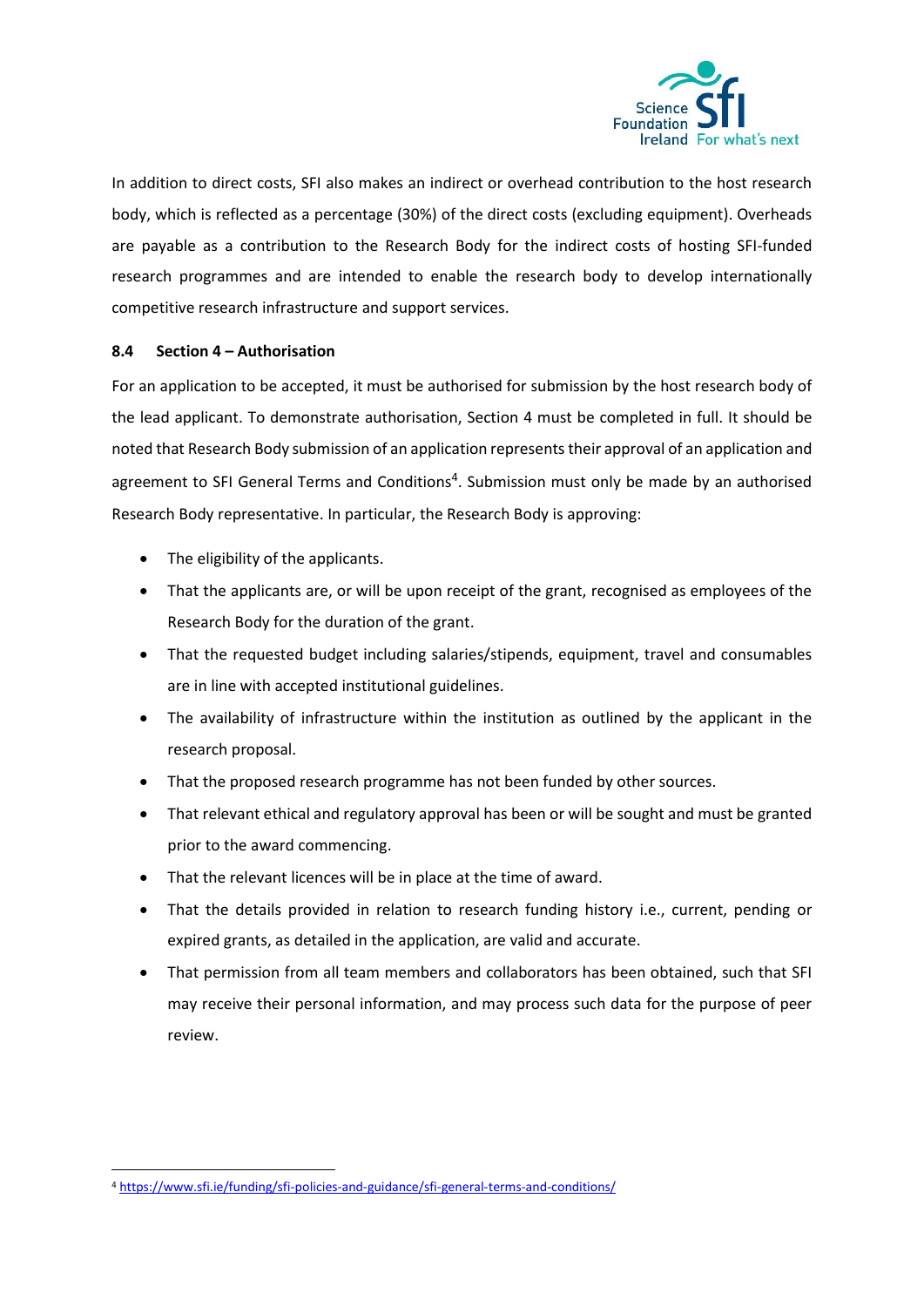In addition to direct costs, SFI also makes an indirect or overhead contribution to the host research body, which is reflected as a percentage (30%) of the direct costs (excluding equipment). Overheads are payable as a contribution to the Research Body for the indirect costs of hosting SFI-funded research programmes and are intended to enable the research body to develop internationally competitive research infrastructure and support services.

### 8.4 Section 4 – Authorisation

For an application to be accepted, it must be authorised for submission by the host research body of the lead applicant. To demonstrate authorisation, Section 4 must be completed in full. It should be noted that Research Body submission of an application represents their approval of an application and agreement to SFI General Terms and Conditions[4]. Submission must only be made by an authorised Research Body representative. In particular, the Research Body is approving:

- The eligibility of the applicants.
- That the applicants are, or will be upon receipt of the grant, recognised as employees of the Research Body for the duration of the grant.
- That the requested budget including salaries/stipends, equipment, travel and consumables are in line with accepted institutional guidelines.
- The availability of infrastructure within the institution as outlined by the applicant in the research proposal.
- That the proposed research programme has not been funded by other sources.
- That relevant ethical and regulatory approval has been or will be sought and must be granted prior to the award commencing.
- That the relevant licences will be in place at the time of award.
- That the details provided in relation to research funding history i.e., current, pending or expired grants, as detailed in the application, are valid and accurate.
- That permission from all team members and collaborators has been obtained, such that SFI may receive their personal information, and may process such data for the purpose of peer review.

[4] https://www.sfi.ie/funding/sfi-policies-and-guidance/sfi-general-terms-and-conditions/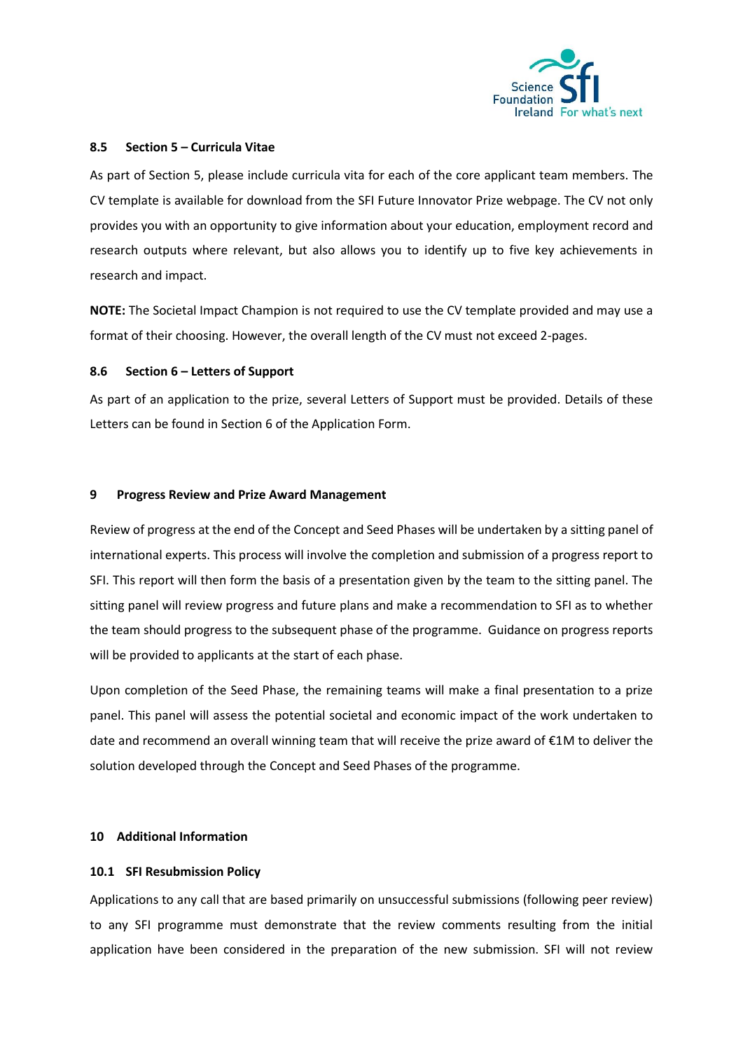### 8.5 Section 5 – Curricula Vitae

As part of Section 5, please include curricula vita for each of the core applicant team members. The CV template is available for download from the SFI Future Innovator Prize webpage. The CV not only provides you with an opportunity to give information about your education, employment record and research outputs where relevant, but also allows you to identify up to five key achievements in research and impact.

**NOTE:** The Societal Impact Champion is not required to use the CV template provided and may use a format of their choosing. However, the overall length of the CV must not exceed 2-pages.

### 8.6 Section 6 – Letters of Support

As part of an application to the prize, several Letters of Support must be provided. Details of these Letters can be found in Section 6 of the Application Form.

## 9 Progress Review and Prize Award Management

Review of progress at the end of the Concept and Seed Phases will be undertaken by a sitting panel of international experts. This process will involve the completion and submission of a progress report to SFI. This report will then form the basis of a presentation given by the team to the sitting panel. The sitting panel will review progress and future plans and make a recommendation to SFI as to whether the team should progress to the subsequent phase of the programme. Guidance on progress reports will be provided to applicants at the start of each phase.

Upon completion of the Seed Phase, the remaining teams will make a final presentation to a prize panel. This panel will assess the potential societal and economic impact of the work undertaken to date and recommend an overall winning team that will receive the prize award of €1M to deliver the solution developed through the Concept and Seed Phases of the programme.

## 10 Additional Information

### 10.1 SFI Resubmission Policy

Applications to any call that are based primarily on unsuccessful submissions (following peer review) to any SFI programme must demonstrate that the review comments resulting from the initial application have been considered in the preparation of the new submission. SFI will not review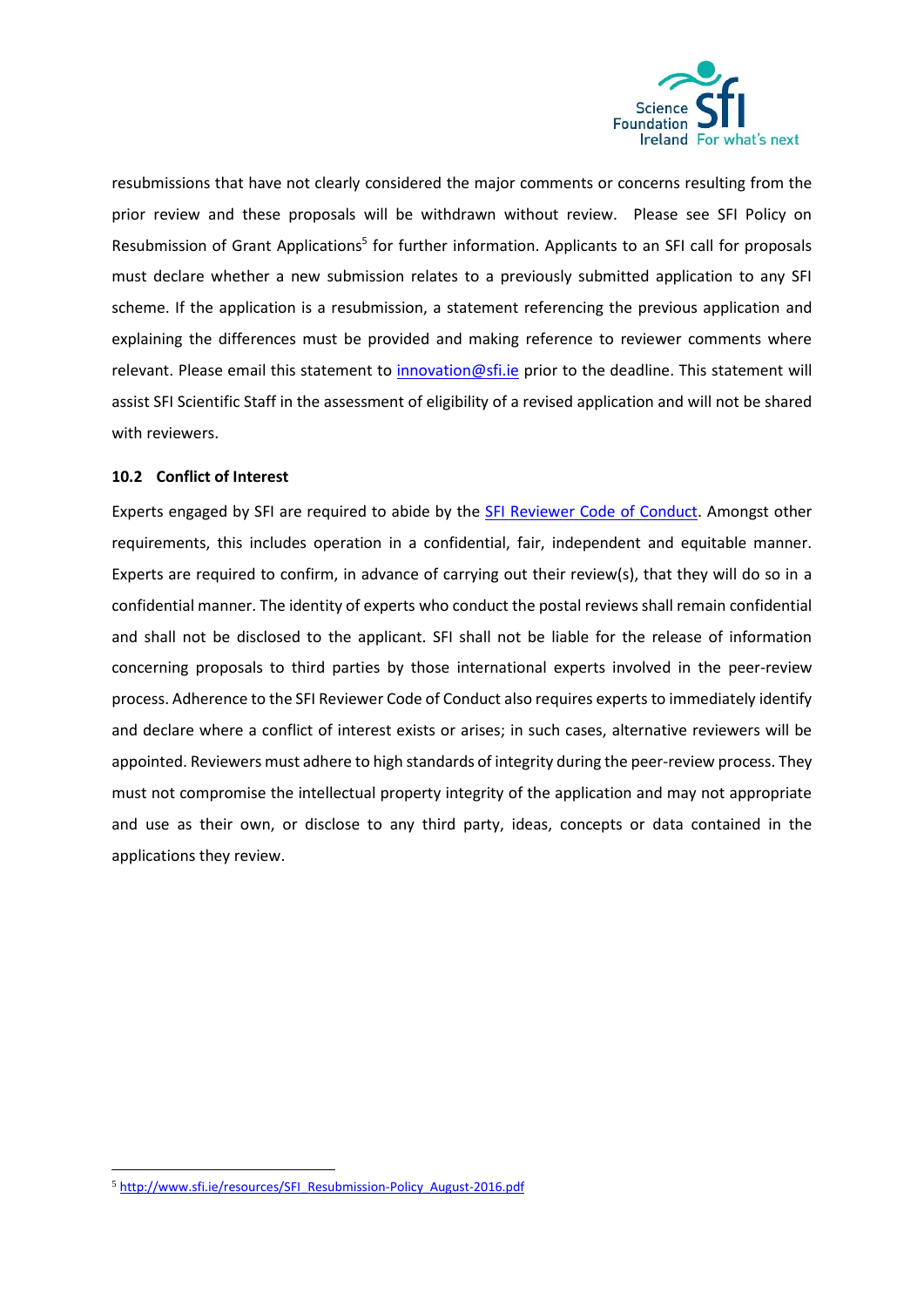resubmissions that have not clearly considered the major comments or concerns resulting from the prior review and these proposals will be withdrawn without review. Please see SFI Policy on Resubmission of Grant Applications[5] for further information. Applicants to an SFI call for proposals must declare whether a new submission relates to a previously submitted application to any SFI scheme. If the application is a resubmission, a statement referencing the previous application and explaining the differences must be provided and making reference to reviewer comments where relevant. Please email this statement to innovation@sfi.ie prior to the deadline. This statement will assist SFI Scientific Staff in the assessment of eligibility of a revised application and will not be shared with reviewers.

### 10.2 Conflict of Interest

Experts engaged by SFI are required to abide by the SFI Reviewer Code of Conduct. Amongst other requirements, this includes operation in a confidential, fair, independent and equitable manner. Experts are required to confirm, in advance of carrying out their review(s), that they will do so in a confidential manner. The identity of experts who conduct the postal reviews shall remain confidential and shall not be disclosed to the applicant. SFI shall not be liable for the release of information concerning proposals to third parties by those international experts involved in the peer-review process. Adherence to the SFI Reviewer Code of Conduct also requires experts to immediately identify and declare where a conflict of interest exists or arises; in such cases, alternative reviewers will be appointed. Reviewers must adhere to high standards of integrity during the peer-review process. They must not compromise the intellectual property integrity of the application and may not appropriate and use as their own, or disclose to any third party, ideas, concepts or data contained in the applications they review.

[5] http://www.sfi.ie/resources/SFI_Resubmission-Policy_August-2016.pdf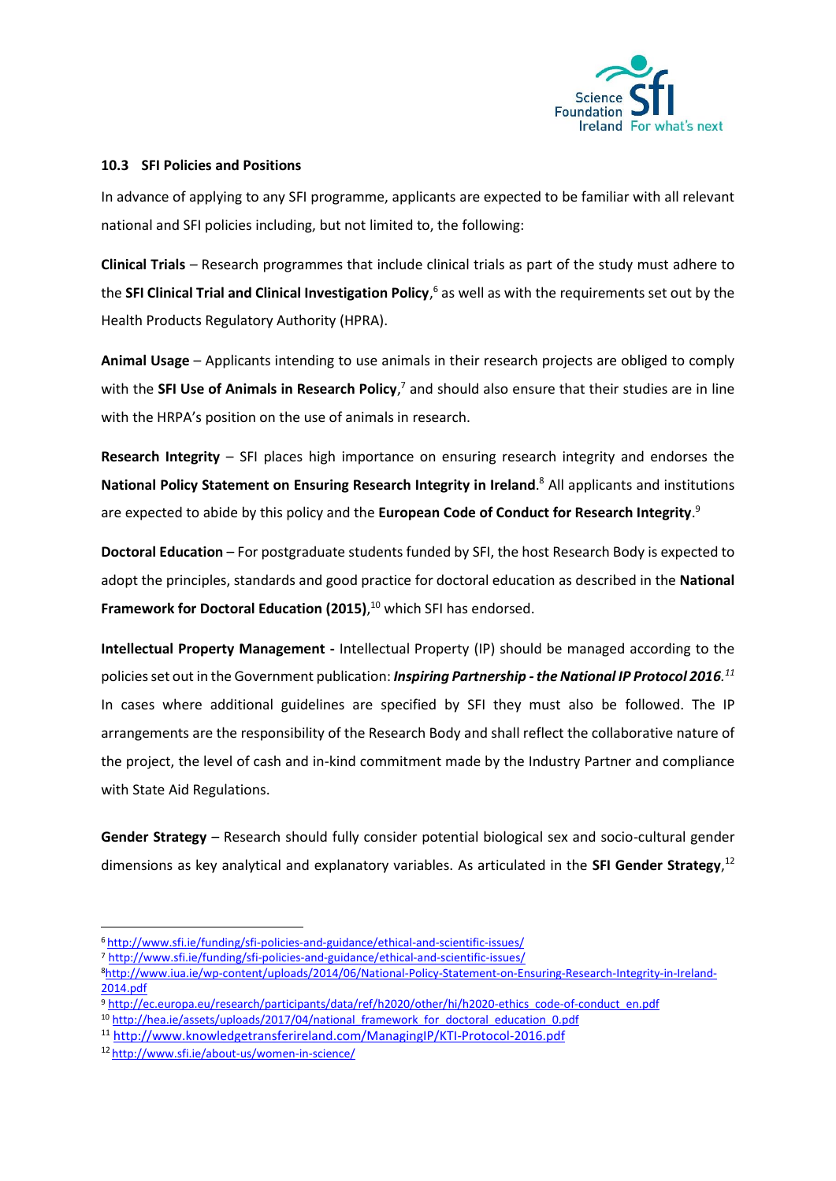### 10.3 SFI Policies and Positions

In advance of applying to any SFI programme, applicants are expected to be familiar with all relevant national and SFI policies including, but not limited to, the following:

**Clinical Trials** – Research programmes that include clinical trials as part of the study must adhere to the **SFI Clinical Trial and Clinical Investigation Policy**,[6] as well as with the requirements set out by the Health Products Regulatory Authority (HPRA).

**Animal Usage** – Applicants intending to use animals in their research projects are obliged to comply with the **SFI Use of Animals in Research Policy**,[7] and should also ensure that their studies are in line with the HRPA's position on the use of animals in research.

**Research Integrity** – SFI places high importance on ensuring research integrity and endorses the **National Policy Statement on Ensuring Research Integrity in Ireland**.[8] All applicants and institutions are expected to abide by this policy and the **European Code of Conduct for Research Integrity**.[9]

**Doctoral Education** – For postgraduate students funded by SFI, the host Research Body is expected to adopt the principles, standards and good practice for doctoral education as described in the **National Framework for Doctoral Education (2015)**,[10] which SFI has endorsed.

**Intellectual Property Management -** Intellectual Property (IP) should be managed according to the policies set out in the Government publication: ***Inspiring Partnership - the National IP Protocol 2016.***[11] In cases where additional guidelines are specified by SFI they must also be followed. The IP arrangements are the responsibility of the Research Body and shall reflect the collaborative nature of the project, the level of cash and in-kind commitment made by the Industry Partner and compliance with State Aid Regulations.

**Gender Strategy** – Research should fully consider potential biological sex and socio-cultural gender dimensions as key analytical and explanatory variables. As articulated in the **SFI Gender Strategy**,[12]

---

[6] http://www.sfi.ie/funding/sfi-policies-and-guidance/ethical-and-scientific-issues/

[7] http://www.sfi.ie/funding/sfi-policies-and-guidance/ethical-and-scientific-issues/

[8] http://www.iua.ie/wp-content/uploads/2014/06/National-Policy-Statement-on-Ensuring-Research-Integrity-in-Ireland-2014.pdf

[9] http://ec.europa.eu/research/participants/data/ref/h2020/other/hi/h2020-ethics_code-of-conduct_en.pdf

[10] http://hea.ie/assets/uploads/2017/04/national_framework_for_doctoral_education_0.pdf

[11] http://www.knowledgetransferireland.com/ManagingIP/KTI-Protocol-2016.pdf

[12] http://www.sfi.ie/about-us/women-in-science/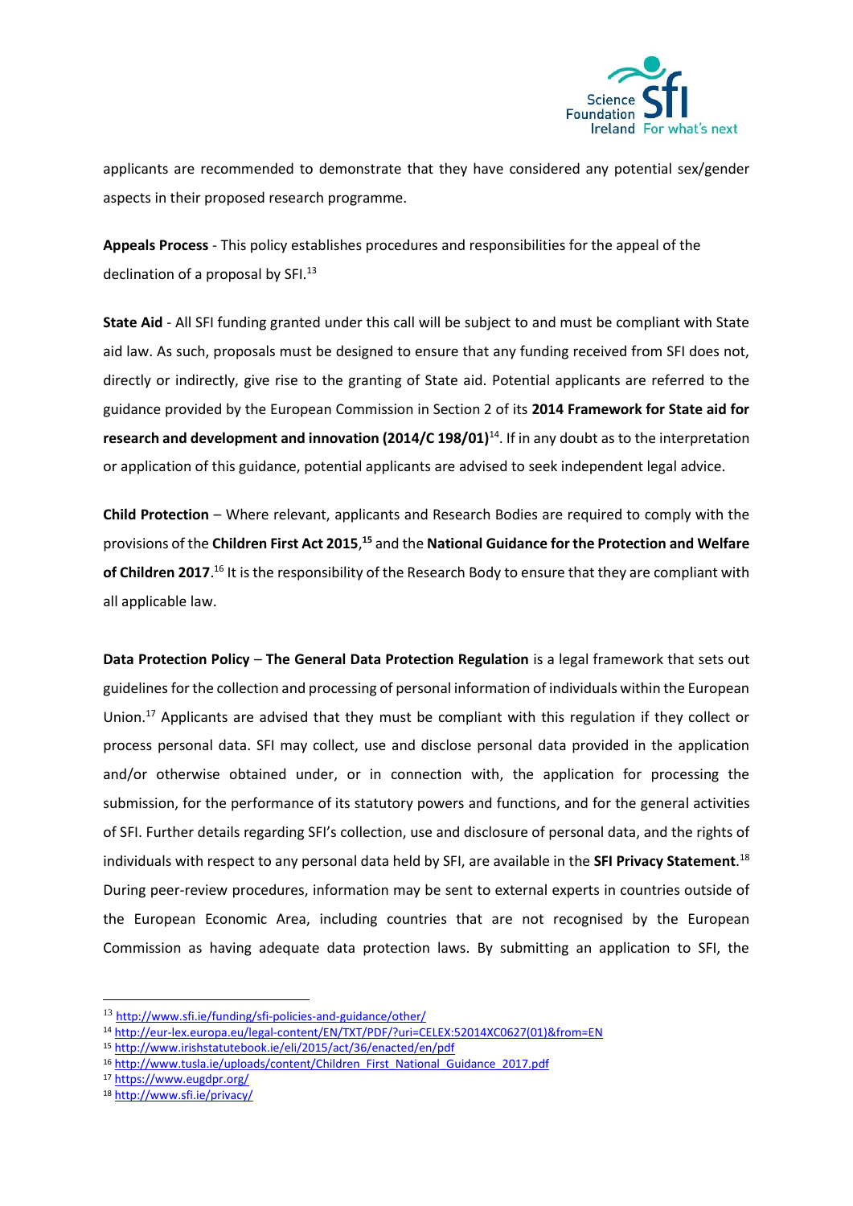applicants are recommended to demonstrate that they have considered any potential sex/gender aspects in their proposed research programme.

**Appeals Process** - This policy establishes procedures and responsibilities for the appeal of the declination of a proposal by SFI.[13]

**State Aid** - All SFI funding granted under this call will be subject to and must be compliant with State aid law. As such, proposals must be designed to ensure that any funding received from SFI does not, directly or indirectly, give rise to the granting of State aid. Potential applicants are referred to the guidance provided by the European Commission in Section 2 of its **2014 Framework for State aid for research and development and innovation (2014/C 198/01)**[14]. If in any doubt as to the interpretation or application of this guidance, potential applicants are advised to seek independent legal advice.

**Child Protection** – Where relevant, applicants and Research Bodies are required to comply with the provisions of the **Children First Act 2015**,[15] and the **National Guidance for the Protection and Welfare of Children 2017**.[16] It is the responsibility of the Research Body to ensure that they are compliant with all applicable law.

**Data Protection Policy** – **The General Data Protection Regulation** is a legal framework that sets out guidelines for the collection and processing of personal information of individuals within the European Union.[17] Applicants are advised that they must be compliant with this regulation if they collect or process personal data. SFI may collect, use and disclose personal data provided in the application and/or otherwise obtained under, or in connection with, the application for processing the submission, for the performance of its statutory powers and functions, and for the general activities of SFI. Further details regarding SFI's collection, use and disclosure of personal data, and the rights of individuals with respect to any personal data held by SFI, are available in the **SFI Privacy Statement**.[18] During peer-review procedures, information may be sent to external experts in countries outside of the European Economic Area, including countries that are not recognised by the European Commission as having adequate data protection laws. By submitting an application to SFI, the

---

[13] http://www.sfi.ie/funding/sfi-policies-and-guidance/other/
[14] http://eur-lex.europa.eu/legal-content/EN/TXT/PDF/?uri=CELEX:52014XC0627(01)&from=EN
[15] http://www.irishstatutebook.ie/eli/2015/act/36/enacted/en/pdf
[16] http://www.tusla.ie/uploads/content/Children_First_National_Guidance_2017.pdf
[17] https://www.eugdpr.org/
[18] http://www.sfi.ie/privacy/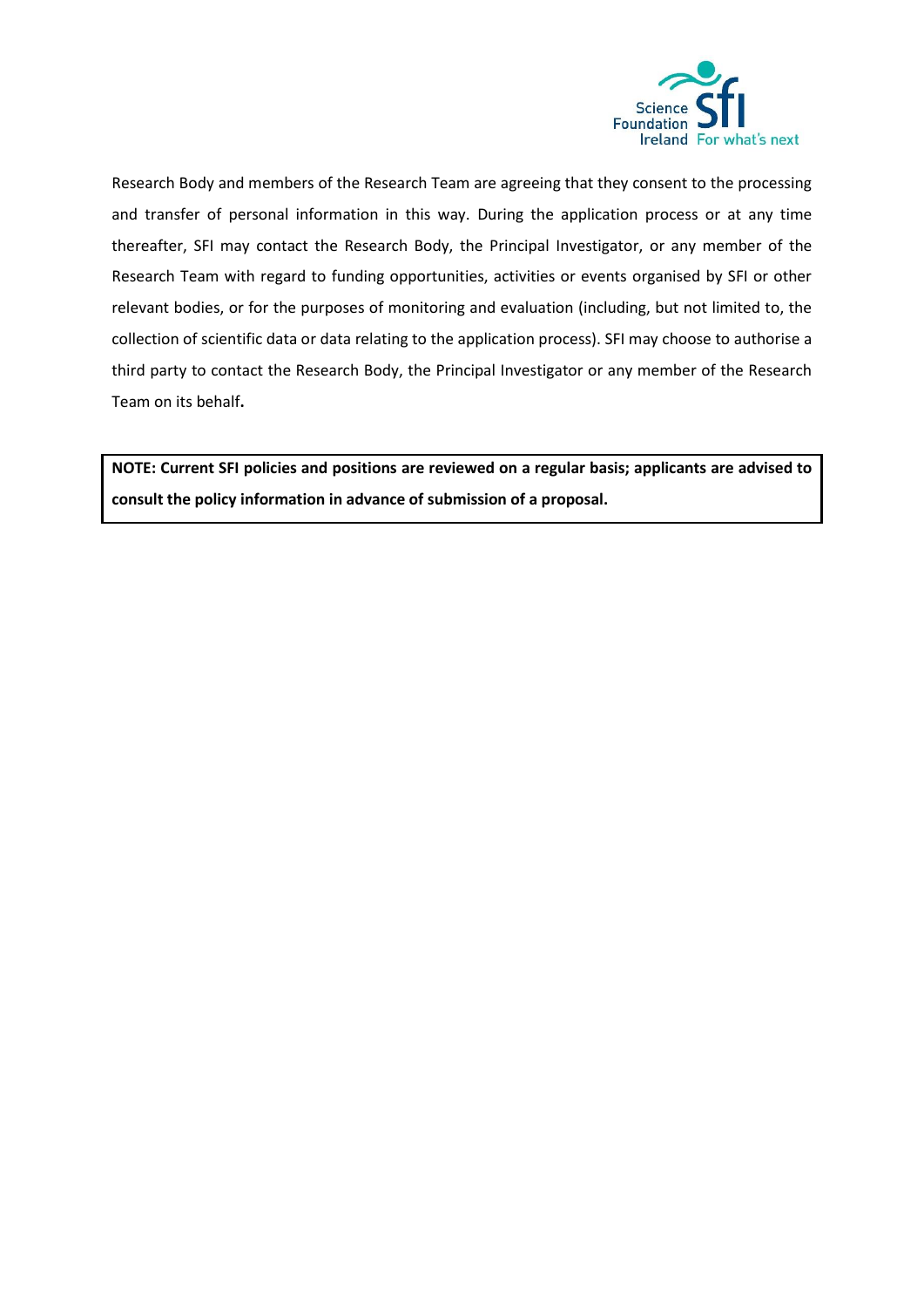Research Body and members of the Research Team are agreeing that they consent to the processing and transfer of personal information in this way. During the application process or at any time thereafter, SFI may contact the Research Body, the Principal Investigator, or any member of the Research Team with regard to funding opportunities, activities or events organised by SFI or other relevant bodies, or for the purposes of monitoring and evaluation (including, but not limited to, the collection of scientific data or data relating to the application process). SFI may choose to authorise a third party to contact the Research Body, the Principal Investigator or any member of the Research Team on its behalf.

**NOTE: Current SFI policies and positions are reviewed on a regular basis; applicants are advised to consult the policy information in advance of submission of a proposal.**